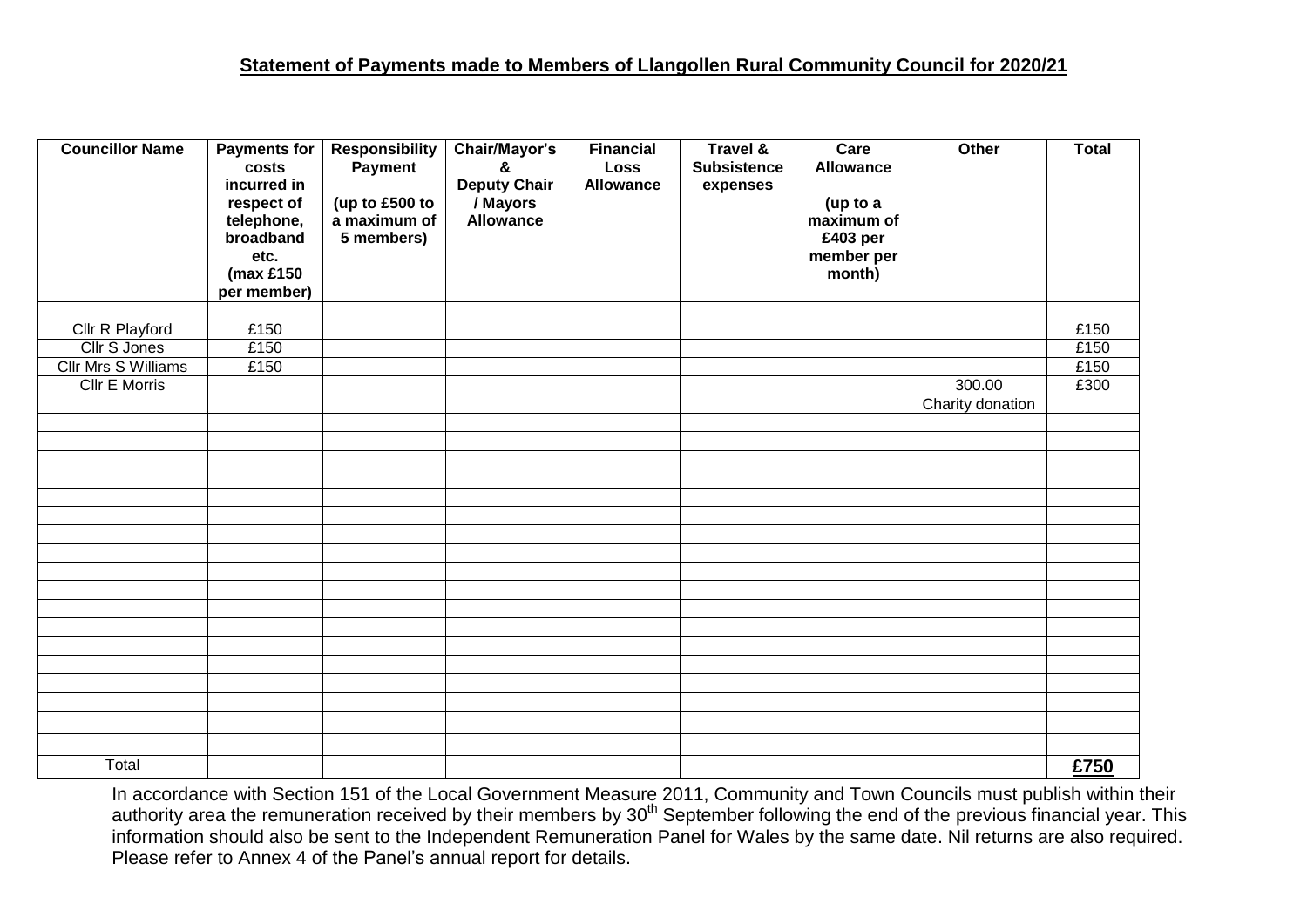**Statement of Payments made to Members of Llangollen Rural Community Council for 2020/21**

| Councillor Name | Payments for costs incurred in respect of telephone, broadband etc. (max £150 per member) | Responsibility Payment (up to £500 to a maximum of 5 members) | Chair/Mayor's & Deputy Chair / Mayors Allowance | Financial Loss Allowance | Travel & Subsistence expenses | Care Allowance (up to a maximum of £403 per member per month) | Other | Total |
|---|---|---|---|---|---|---|---|---|
| | | | | | | | | |
| Cllr R Playford | £150 | | | | | | | £150 |
| Cllr S Jones | £150 | | | | | | | £150 |
| Cllr Mrs S Williams | £150 | | | | | | | £150 |
| Cllr E Morris | | | | | | | 300.00 | £300 |
| | | | | | | | Charity donation | |
| | | | | | | | | |
| | | | | | | | | |
| | | | | | | | | |
| | | | | | | | | |
| | | | | | | | | |
| | | | | | | | | |
| | | | | | | | | |
| | | | | | | | | |
| | | | | | | | | |
| | | | | | | | | |
| | | | | | | | | |
| | | | | | | | | |
| | | | | | | | | |
| | | | | | | | | |
| | | | | | | | | |
| | | | | | | | | |
| | | | | | | | | |
| | | | | | | | | |
| Total | | | | | | | | **£750** |

In accordance with Section 151 of the Local Government Measure 2011, Community and Town Councils must publish within their authority area the remuneration received by their members by 30th September following the end of the previous financial year. This information should also be sent to the Independent Remuneration Panel for Wales by the same date. Nil returns are also required. Please refer to Annex 4 of the Panel's annual report for details.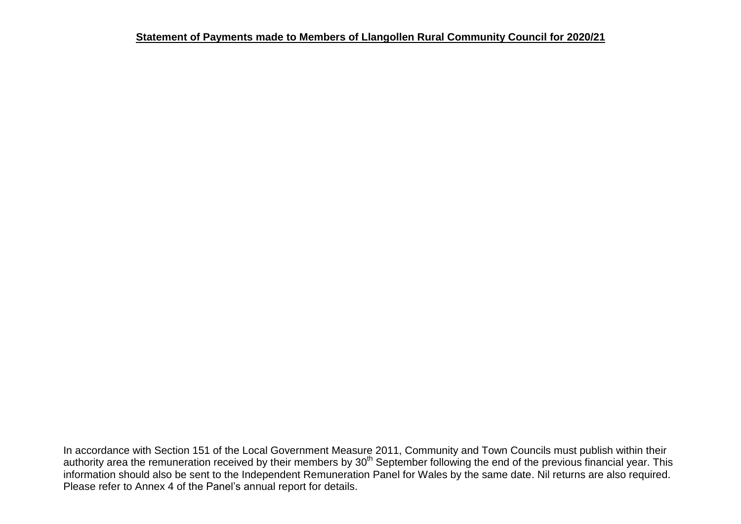**Statement of Payments made to Members of Llangollen Rural Community Council for 2020/21**

In accordance with Section 151 of the Local Government Measure 2011, Community and Town Councils must publish within their authority area the remuneration received by their members by 30th September following the end of the previous financial year. This information should also be sent to the Independent Remuneration Panel for Wales by the same date. Nil returns are also required. Please refer to Annex 4 of the Panel's annual report for details.